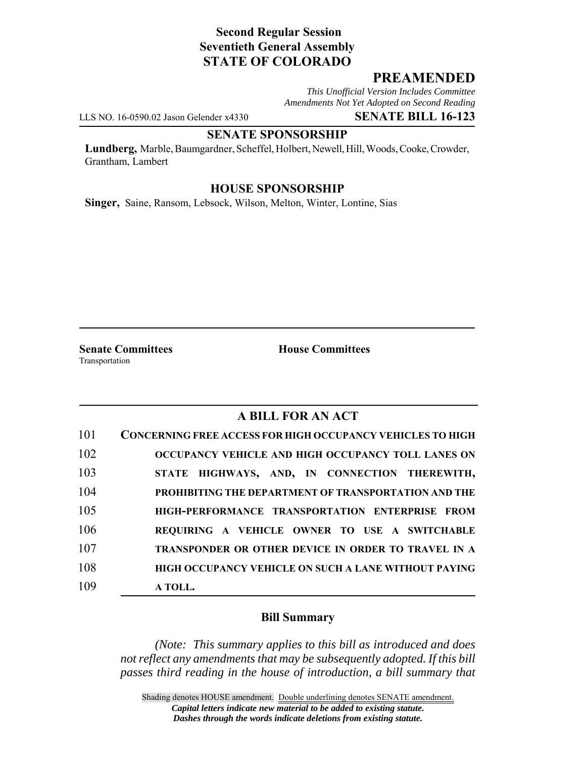**Second Regular Session**
**Seventieth General Assembly**
**STATE OF COLORADO**

# PREAMENDED

*This Unofficial Version Includes Committee Amendments Not Yet Adopted on Second Reading*

LLS NO. 16-0590.02 Jason Gelender x4330 **SENATE BILL 16-123**

## SENATE SPONSORSHIP

**Lundberg,** Marble, Baumgardner, Scheffel, Holbert, Newell, Hill, Woods, Cooke, Crowder, Grantham, Lambert

## HOUSE SPONSORSHIP

**Singer,** Saine, Ransom, Lebsock, Wilson, Melton, Winter, Lontine, Sias

**Senate Committees**
Transportation

**House Committees**

## A BILL FOR AN ACT

101 **CONCERNING FREE ACCESS FOR HIGH OCCUPANCY VEHICLES TO HIGH**
102 **OCCUPANCY VEHICLE AND HIGH OCCUPANCY TOLL LANES ON**
103 **STATE HIGHWAYS, AND, IN CONNECTION THEREWITH,**
104 **PROHIBITING THE DEPARTMENT OF TRANSPORTATION AND THE**
105 **HIGH-PERFORMANCE TRANSPORTATION ENTERPRISE FROM**
106 **REQUIRING A VEHICLE OWNER TO USE A SWITCHABLE**
107 **TRANSPONDER OR OTHER DEVICE IN ORDER TO TRAVEL IN A**
108 **HIGH OCCUPANCY VEHICLE ON SUCH A LANE WITHOUT PAYING**
109 **A TOLL.**

### Bill Summary

*(Note: This summary applies to this bill as introduced and does not reflect any amendments that may be subsequently adopted. If this bill passes third reading in the house of introduction, a bill summary that*

Shading denotes HOUSE amendment. Double underlining denotes SENATE amendment.
***Capital letters indicate new material to be added to existing statute.***
***Dashes through the words indicate deletions from existing statute.***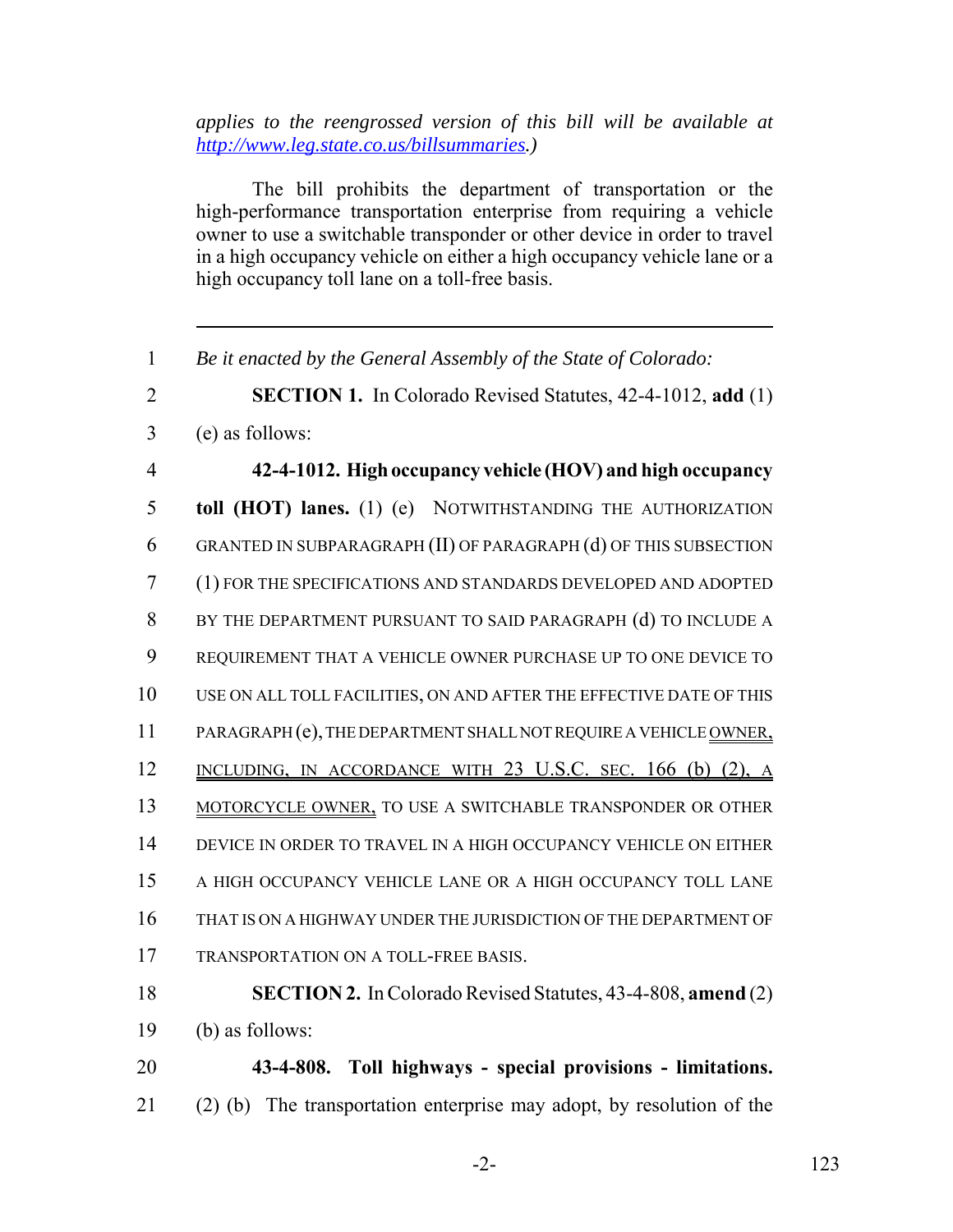applies to the reengrossed version of this bill will be available at http://www.leg.state.co.us/billsummaries.*)*

The bill prohibits the department of transportation or the high-performance transportation enterprise from requiring a vehicle owner to use a switchable transponder or other device in order to travel in a high occupancy vehicle on either a high occupancy vehicle lane or a high occupancy toll lane on a toll-free basis.

---

1 *Be it enacted by the General Assembly of the State of Colorado:*

2 **SECTION 1.** In Colorado Revised Statutes, 42-4-1012, **add** (1)
3 (e) as follows:

4 **42-4-1012. High occupancy vehicle (HOV) and high occupancy**
5 **toll (HOT) lanes.** (1) (e) NOTWITHSTANDING THE AUTHORIZATION
6 GRANTED IN SUBPARAGRAPH (II) OF PARAGRAPH (d) OF THIS SUBSECTION
7 (1) FOR THE SPECIFICATIONS AND STANDARDS DEVELOPED AND ADOPTED
8 BY THE DEPARTMENT PURSUANT TO SAID PARAGRAPH (d) TO INCLUDE A
9 REQUIREMENT THAT A VEHICLE OWNER PURCHASE UP TO ONE DEVICE TO
10 USE ON ALL TOLL FACILITIES, ON AND AFTER THE EFFECTIVE DATE OF THIS
11 PARAGRAPH (e), THE DEPARTMENT SHALL NOT REQUIRE A VEHICLE OWNER,
12 INCLUDING, IN ACCORDANCE WITH 23 U.S.C. SEC. 166 (b) (2), A
13 MOTORCYCLE OWNER, TO USE A SWITCHABLE TRANSPONDER OR OTHER
14 DEVICE IN ORDER TO TRAVEL IN A HIGH OCCUPANCY VEHICLE ON EITHER
15 A HIGH OCCUPANCY VEHICLE LANE OR A HIGH OCCUPANCY TOLL LANE
16 THAT IS ON A HIGHWAY UNDER THE JURISDICTION OF THE DEPARTMENT OF
17 TRANSPORTATION ON A TOLL-FREE BASIS.

18 **SECTION 2.** In Colorado Revised Statutes, 43-4-808, **amend** (2)
19 (b) as follows:

20 **43-4-808. Toll highways - special provisions - limitations.**
21 (2) (b) The transportation enterprise may adopt, by resolution of the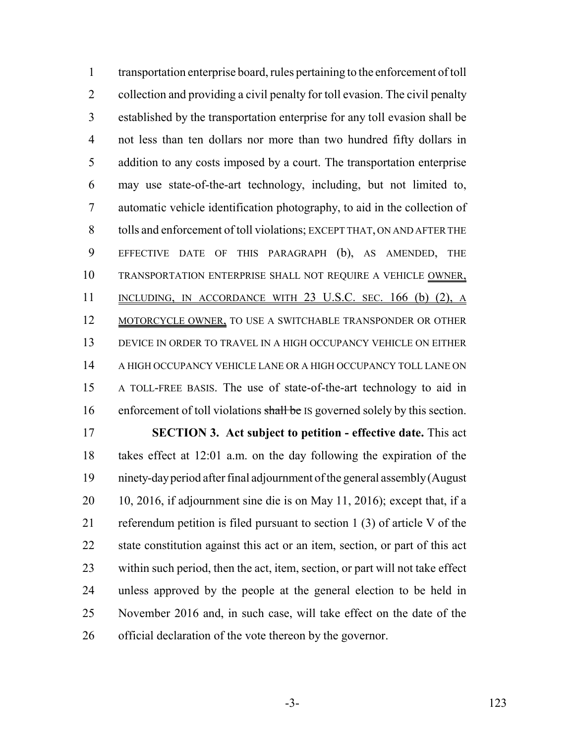transportation enterprise board, rules pertaining to the enforcement of toll collection and providing a civil penalty for toll evasion. The civil penalty established by the transportation enterprise for any toll evasion shall be not less than ten dollars nor more than two hundred fifty dollars in addition to any costs imposed by a court. The transportation enterprise may use state-of-the-art technology, including, but not limited to, automatic vehicle identification photography, to aid in the collection of tolls and enforcement of toll violations; EXCEPT THAT, ON AND AFTER THE EFFECTIVE DATE OF THIS PARAGRAPH (b), AS AMENDED, THE TRANSPORTATION ENTERPRISE SHALL NOT REQUIRE A VEHICLE OWNER, INCLUDING, IN ACCORDANCE WITH 23 U.S.C. SEC. 166 (b) (2), A MOTORCYCLE OWNER, TO USE A SWITCHABLE TRANSPONDER OR OTHER DEVICE IN ORDER TO TRAVEL IN A HIGH OCCUPANCY VEHICLE ON EITHER A HIGH OCCUPANCY VEHICLE LANE OR A HIGH OCCUPANCY TOLL LANE ON A TOLL-FREE BASIS. The use of state-of-the-art technology to aid in enforcement of toll violations ~~shall be~~ IS governed solely by this section.

**SECTION 3. Act subject to petition - effective date.** This act takes effect at 12:01 a.m. on the day following the expiration of the ninety-day period after final adjournment of the general assembly (August 10, 2016, if adjournment sine die is on May 11, 2016); except that, if a referendum petition is filed pursuant to section 1 (3) of article V of the state constitution against this act or an item, section, or part of this act within such period, then the act, item, section, or part will not take effect unless approved by the people at the general election to be held in November 2016 and, in such case, will take effect on the date of the official declaration of the vote thereon by the governor.